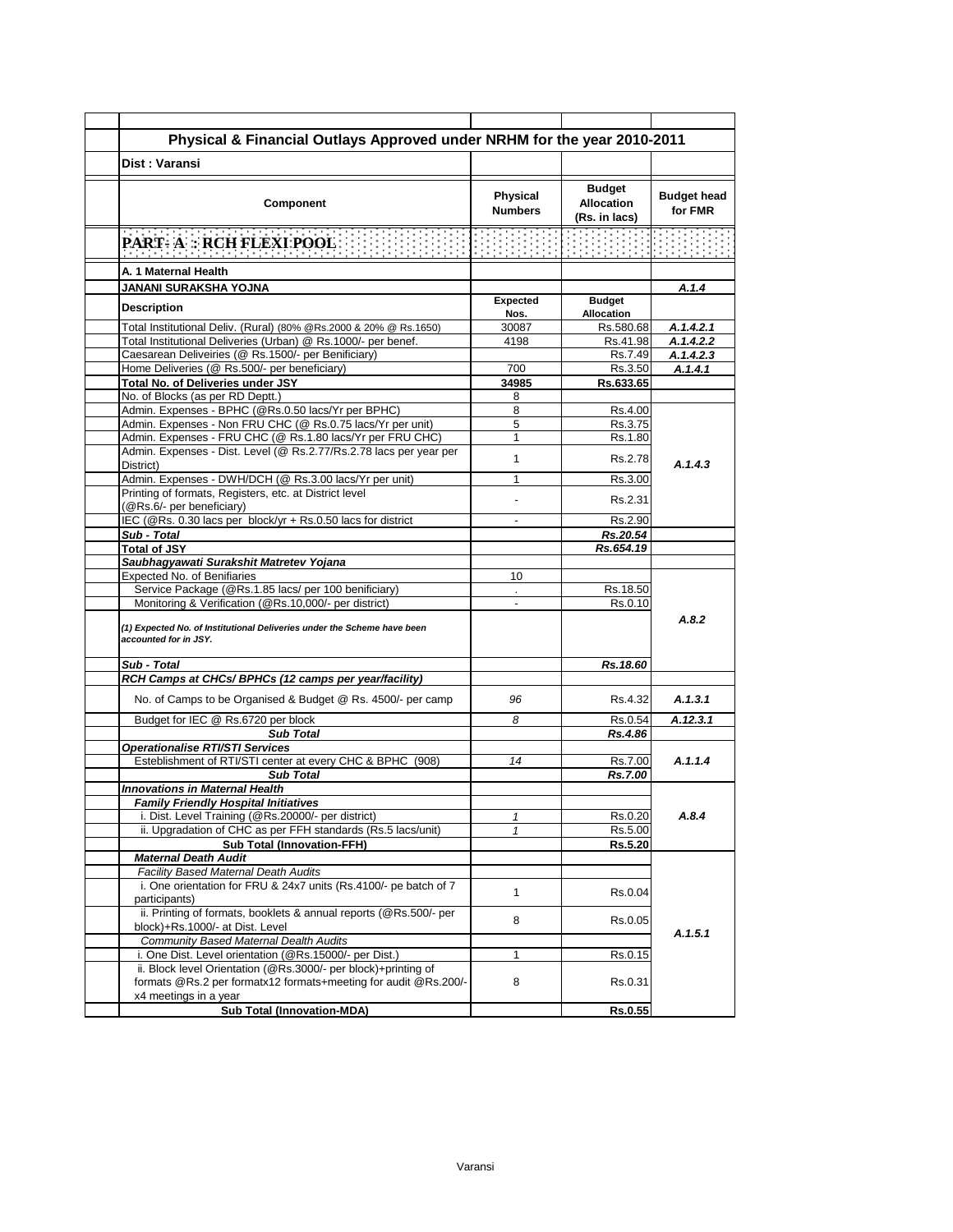# Physical & Financial Outlays Approved under NRHM for the year 2010-2011

**Dist : Varansi**

| Component | Physical Numbers | Budget Allocation (Rs. in lacs) | Budget head for FMR |
|---|---|---|---|
| **PART- A : RCH FLEXI POOL** | | | |
| **A. 1 Maternal Health** | | | |
| **JANANI SURAKSHA YOJNA** | | | *A.1.4* |
| **Description** | **Expected Nos.** | **Budget Allocation** | |
| Total Institutional Deliv. (Rural) (80% @Rs.2000 & 20% @ Rs.1650) | 30087 | Rs.580.68 | *A.1.4.2.1* |
| Total Institutional Deliveries (Urban) @ Rs.1000/- per benef. | 4198 | Rs.41.98 | *A.1.4.2.2* |
| Caesarean Deliveiries (@ Rs.1500/- per Benificiary) | | Rs.7.49 | *A.1.4.2.3* |
| Home Deliveries (@ Rs.500/- per beneficiary) | 700 | Rs.3.50 | *A.1.4.1* |
| **Total No. of Deliveries under JSY** | **34985** | **Rs.633.65** | |
| No. of Blocks (as per RD Deptt.) | 8 | | |
| Admin. Expenses - BPHC (@Rs.0.50 lacs/Yr per BPHC) | 8 | Rs.4.00 | *A.1.4.3* |
| Admin. Expenses - Non FRU CHC (@ Rs.0.75 lacs/Yr per unit) | 5 | Rs.3.75 | |
| Admin. Expenses - FRU CHC (@ Rs.1.80 lacs/Yr per FRU CHC) | 1 | Rs.1.80 | |
| Admin. Expenses - Dist. Level (@ Rs.2.77/Rs.2.78 lacs per year per District) | 1 | Rs.2.78 | |
| Admin. Expenses - DWH/DCH (@ Rs.3.00 lacs/Yr per unit) | 1 | Rs.3.00 | |
| Printing of formats, Registers, etc. at District level (@Rs.6/- per beneficiary) | - | Rs.2.31 | |
| IEC (@Rs. 0.30 lacs per block/yr + Rs.0.50 lacs for district | - | Rs.2.90 | |
| ***Sub - Total*** | | ***Rs.20.54*** | |
| ***Total of JSY*** | | ***Rs.654.19*** | |
| ***Saubhagyawati Surakshit Matretev Yojana*** | | | |
| Expected No. of Benifiaries | 10 | | *A.8.2* |
| Service Package (@Rs.1.85 lacs/ per 100 benificiary) | . | Rs.18.50 | |
| Monitoring & Verification (@Rs.10,000/- per district) | - | Rs.0.10 | |
| ***(1) Expected No. of Institutional Deliveries under the Scheme have been accounted for in JSY.*** | | | |
| ***Sub - Total*** | | ***Rs.18.60*** | |
| ***RCH Camps at CHCs/ BPHCs (12 camps per year/facility)*** | | | |
| No. of Camps to be Organised & Budget @ Rs. 4500/- per camp | *96* | Rs.4.32 | *A.1.3.1* |
| Budget for IEC @ Rs.6720 per block | *8* | Rs.0.54 | *A.12.3.1* |
| ***Sub Total*** | | ***Rs.4.86*** | |
| ***Operationalise RTI/STI Services*** | | | |
| Esteblishment of RTI/STI center at every CHC & BPHC (908) | *14* | Rs.7.00 | *A.1.1.4* |
| ***Sub Total*** | | ***Rs.7.00*** | |
| ***Innovations in Maternal Health*** | | | |
| ***Family Friendly Hospital Initiatives*** | | | *A.8.4* |
| i. Dist. Level Training (@Rs.20000/- per district) | *1* | Rs.0.20 | |
| ii. Upgradation of CHC as per FFH standards (Rs.5 lacs/unit) | *1* | Rs.5.00 | |
| **Sub Total (Innovation-FFH)** | | **Rs.5.20** | |
| ***Maternal Death Audit*** | | | |
| *Facility Based Maternal Death Audits* | | | *A.1.5.1* |
| i. One orientation for FRU & 24x7 units (Rs.4100/- pe batch of 7 participants) | 1 | Rs.0.04 | |
| ii. Printing of formats, booklets & annual reports (@Rs.500/- per block)+Rs.1000/- at Dist. Level | 8 | Rs.0.05 | |
| *Community Based Maternal Dealth Audits* | | | |
| i. One Dist. Level orientation (@Rs.15000/- per Dist.) | 1 | Rs.0.15 | |
| ii. Block level Orientation (@Rs.3000/- per block)+printing of formats @Rs.2 per formatx12 formats+meeting for audit @Rs.200/- x4 meetings in a year | 8 | Rs.0.31 | |
| **Sub Total (Innovation-MDA)** | | **Rs.0.55** | |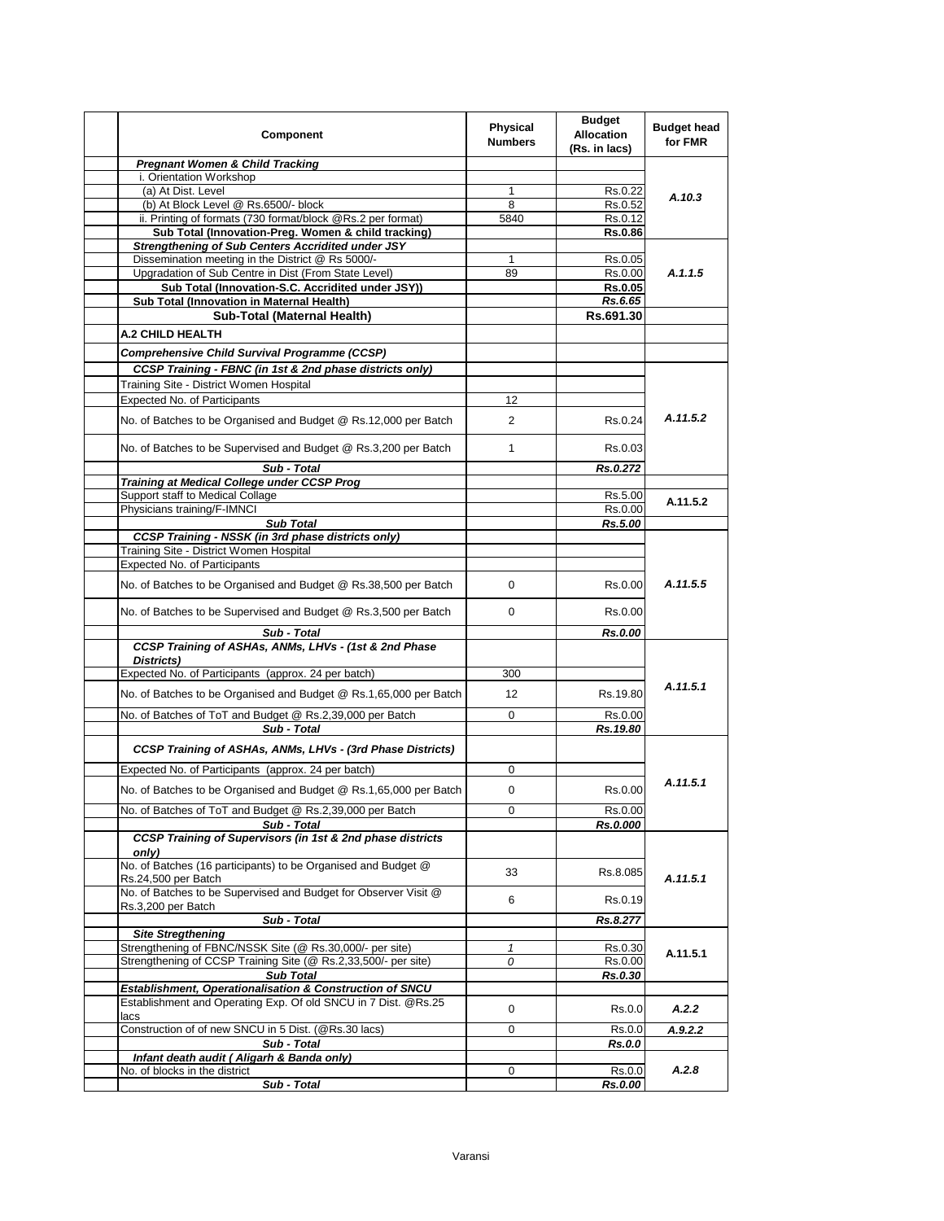| Component | Physical Numbers | Budget Allocation (Rs. in lacs) | Budget head for FMR |
|---|---|---|---|
| ***Pregnant Women & Child Tracking*** | | | |
| i. Orientation Workshop | | | |
| (a) At Dist. Level | 1 | Rs.0.22 | *A.10.3* |
| (b) At Block Level @ Rs.6500/- block | 8 | Rs.0.52 | |
| ii. Printing of formats (730 format/block @Rs.2 per format) | 5840 | Rs.0.12 | |
| **Sub Total (Innovation-Preg. Women & child tracking)** | | **Rs.0.86** | |
| ***Strengthening of Sub Centers Accridited under JSY*** | | | |
| Dissemination meeting in the District @ Rs 5000/- | 1 | Rs.0.05 | *A.1.1.5* |
| Upgradation of Sub Centre in Dist (From State Level) | 89 | Rs.0.00 | |
| **Sub Total (Innovation-S.C. Accridited under JSY))** | | **Rs.0.05** | |
| **Sub Total (Innovation in Maternal Health)** | | ***Rs.6.65*** | |
| **Sub-Total (Maternal Health)** | | **Rs.691.30** | |
| **A.2 CHILD HEALTH** | | | |
| ***Comprehensive Child Survival Programme (CCSP)*** | | | |
| ***CCSP Training - FBNC (in 1st & 2nd phase districts only)*** | | | |
| Training Site - District Women Hospital | | | *A.11.5.2* |
| Expected No. of Participants | 12 | | |
| No. of Batches to be Organised and Budget @ Rs.12,000 per Batch | 2 | Rs.0.24 | |
| No. of Batches to be Supervised and Budget @ Rs.3,200 per Batch | 1 | Rs.0.03 | |
| ***Sub - Total*** | | ***Rs.0.272*** | |
| ***Training at Medical College under CCSP Prog*** | | | |
| Support staff to Medical Collage | | Rs.5.00 | A.11.5.2 |
| Physicians training/F-IMNCI | | Rs.0.00 | |
| ***Sub Total*** | | ***Rs.5.00*** | |
| ***CCSP Training - NSSK (in 3rd phase districts only)*** | | | |
| Training Site - District Women Hospital | | | *A.11.5.5* |
| Expected No. of Participants | | | |
| No. of Batches to be Organised and Budget @ Rs.38,500 per Batch | 0 | Rs.0.00 | |
| No. of Batches to be Supervised and Budget @ Rs.3,500 per Batch | 0 | Rs.0.00 | |
| ***Sub - Total*** | | ***Rs.0.00*** | |
| ***CCSP Training of ASHAs, ANMs, LHVs - (1st & 2nd Phase Districts)*** | | | |
| Expected No. of Participants (approx. 24 per batch) | 300 | | *A.11.5.1* |
| No. of Batches to be Organised and Budget @ Rs.1,65,000 per Batch | 12 | Rs.19.80 | |
| No. of Batches of ToT and Budget @ Rs.2,39,000 per Batch | 0 | Rs.0.00 | |
| ***Sub - Total*** | | ***Rs.19.80*** | |
| ***CCSP Training of ASHAs, ANMs, LHVs - (3rd Phase Districts)*** | | | |
| Expected No. of Participants (approx. 24 per batch) | 0 | | *A.11.5.1* |
| No. of Batches to be Organised and Budget @ Rs.1,65,000 per Batch | 0 | Rs.0.00 | |
| No. of Batches of ToT and Budget @ Rs.2,39,000 per Batch | 0 | Rs.0.00 | |
| ***Sub - Total*** | | ***Rs.0.000*** | |
| ***CCSP Training of Supervisors (in 1st & 2nd phase districts only)*** | | | |
| No. of Batches (16 participants) to be Organised and Budget @ Rs.24,500 per Batch | 33 | Rs.8.085 | *A.11.5.1* |
| No. of Batches to be Supervised and Budget for Observer Visit @ Rs.3,200 per Batch | 6 | Rs.0.19 | |
| ***Sub - Total*** | | ***Rs.8.277*** | |
| ***Site Stregthening*** | | | |
| Strengthening of FBNC/NSSK Site (@ Rs.30,000/- per site) | *1* | Rs.0.30 | A.11.5.1 |
| Strengthening of CCSP Training Site (@ Rs.2,33,500/- per site) | *0* | Rs.0.00 | |
| ***Sub Total*** | | ***Rs.0.30*** | |
| ***Establishment, Operationalisation & Construction of SNCU*** | | | |
| Establishment and Operating Exp. Of old SNCU in 7 Dist. @Rs.25 lacs | 0 | Rs.0.0 | *A.2.2* |
| Construction of of new SNCU in 5 Dist. (@Rs.30 lacs) | 0 | Rs.0.0 | *A.9.2.2* |
| ***Sub - Total*** | | ***Rs.0.0*** | |
| ***Infant death audit ( Aligarh & Banda only)*** | | | |
| No. of blocks in the district | 0 | Rs.0.0 | *A.2.8* |
| ***Sub - Total*** | | ***Rs.0.00*** | |

Varansi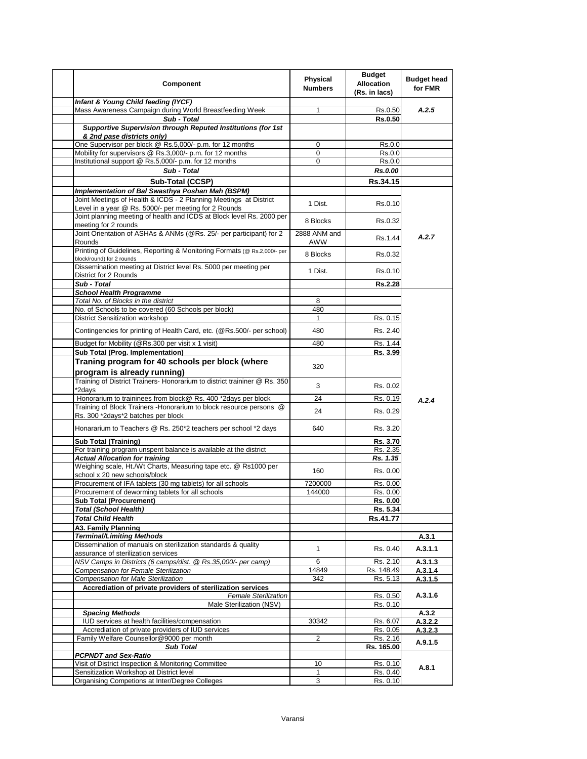| Component | Physical Numbers | Budget Allocation (Rs. in lacs) | Budget head for FMR |
|---|---|---|---|
| ***Infant & Young Child feeding (IYCF)*** | | | |
| Mass Awareness Campaign during World Breastfeeding Week | 1 | Rs.0.50 | *A.2.5* |
| ***Sub - Total*** | | **Rs.0.50** | |
| ***Supportive Supervision through Reputed Institutions (for 1st & 2nd pase districts only)*** | | | |
| One Supervisor per block @ Rs.5,000/- p.m. for 12 months | 0 | Rs.0.0 | |
| Mobility for supervisors @ Rs.3,000/- p.m. for 12 months | 0 | Rs.0.0 | |
| Institutional support @ Rs.5,000/- p.m. for 12 months | 0 | Rs.0.0 | |
| ***Sub - Total*** | | ***Rs.0.00*** | |
| **Sub-Total (CCSP)** | | **Rs.34.15** | |
| ***Implementation of Bal Swasthya Poshan Mah (BSPM)*** | | | |
| Joint Meetings of Health & ICDS - 2 Planning Meetings at District Level in a year @ Rs. 5000/- per meeting for 2 Rounds | 1 Dist. | Rs.0.10 | *A.2.7* |
| Joint planning meeting of health and ICDS at Block level Rs. 2000 per meeting for 2 rounds | 8 Blocks | Rs.0.32 | |
| Joint Orientation of ASHAs & ANMs (@Rs. 25/- per participant) for 2 Rounds | 2888 ANM and AWW | Rs.1.44 | |
| Printing of Guidelines, Reporting & Monitoring Formats (@ Rs.2,000/- per block/round) for 2 rounds | 8 Blocks | Rs.0.32 | |
| Dissemination meeting at District level Rs. 5000 per meeting per District for 2 Rounds | 1 Dist. | Rs.0.10 | |
| ***Sub - Total*** | | **Rs.2.28** | |
| ***School Health Programme*** | | | *A.2.4* |
| *Total No. of Blocks in the district* | 8 | | |
| No. of Schools to be covered (60 Schools per block) | 480 | | |
| District Sensitization workshop | 1 | Rs. 0.15 | |
| Contingencies for printing of Health Card, etc. (@Rs.500/- per school) | 480 | Rs. 2.40 | |
| Budget for Mobility (@Rs.300 per visit x 1 visit) | 480 | Rs. 1.44 | |
| **Sub Total (Prog. Implementation)** | | **Rs. 3.99** | |
| **Traning program for 40 schools per block (where program is already running)** | 320 | | |
| Training of District Trainers- Honorarium to district traininer @ Rs. 350 *2days | 3 | Rs. 0.02 | |
| Honorarium to traininees from block@ Rs. 400 *2days per block | 24 | Rs. 0.19 | |
| Training of Block Trainers -Honorarium to block resource persons @ Rs. 300 *2days*2 batches per block | 24 | Rs. 0.29 | |
| Honararium to Teachers @ Rs. 250*2 teachers per school *2 days | 640 | Rs. 3.20 | |
| **Sub Total (Training)** | | **Rs. 3.70** | |
| For training program unspent balance is available at the district | | Rs. 2.35 | |
| ***Actual Allocation for training*** | | ***Rs. 1.35*** | |
| Weighing scale, Ht./Wt Charts, Measuring tape etc. @ Rs1000 per school x 20 new schools/block | 160 | Rs. 0.00 | |
| Procurement of IFA tablets (30 mg tablets) for all schools | 7200000 | Rs. 0.00 | |
| Procurement of deworming tablets for all schools | 144000 | Rs. 0.00 | |
| **Sub Total (Procurement)** | | **Rs. 0.00** | |
| ***Total (School Health)*** | | **Rs. 5.34** | |
| ***Total Child Health*** | | **Rs.41.77** | |
| **A3. Family Planning** | | | |
| ***Terminal/Limiting Methods*** | | | **A.3.1** |
| Dissemination of manuals on sterilization standards & quality assurance of sterilization services | 1 | Rs. 0.40 | **A.3.1.1** |
| *NSV Camps in Districts (6 camps/dist. @ Rs.35,000/- per camp)* | 6 | Rs. 2.10 | **A.3.1.3** |
| *Compensation for Female Sterilization* | 14849 | Rs. 148.49 | **A.3.1.4** |
| *Compensation for Male Sterilization* | 342 | Rs. 5.13 | **A.3.1.5** |
| **Accrediation of private providers of sterilization services** | | | **A.3.1.6** |
| *Female Sterilization* | | Rs. 0.50 | |
| Male Sterilization (NSV) | | Rs. 0.10 | |
| ***Spacing Methods*** | | | **A.3.2** |
| IUD services at health facilities/compensation | 30342 | Rs. 6.07 | **A.3.2.2** |
| Accrediation of private providers of IUD services | | Rs. 0.05 | **A.3.2.3** |
| Family Welfare Counsellor@9000 per month | 2 | Rs. 2.16 | **A.9.1.5** |
| ***Sub Total*** | | **Rs. 165.00** | |
| ***PCPNDT and Sex-Ratio*** | | | |
| Visit of District Inspection & Monitoring Committee | 10 | Rs. 0.10 | **A.8.1** |
| Sensitization Workshop at District level | 1 | Rs. 0.40 | |
| Organising Competions at Inter/Degree Colleges | 3 | Rs. 0.10 | |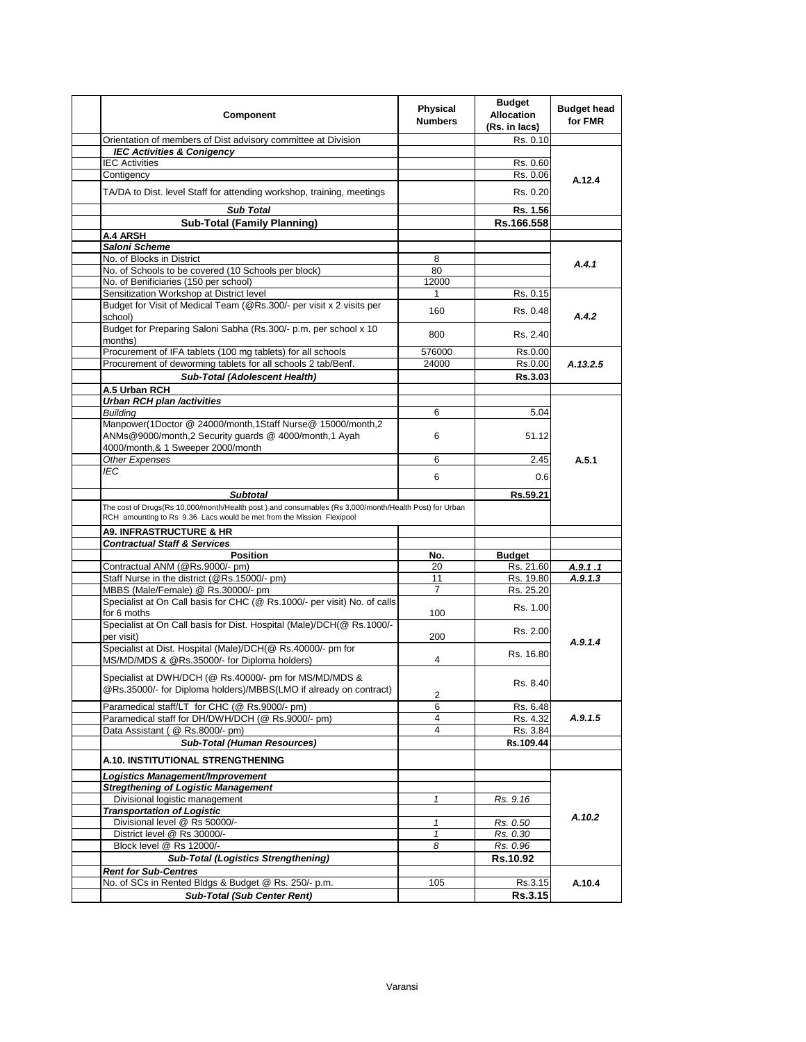| Component | Physical Numbers | Budget Allocation (Rs. in lacs) | Budget head for FMR |
|---|---|---|---|
| Orientation of members of Dist advisory committee at Division | | Rs. 0.10 | |
| ***IEC Activities & Conigency*** | | | |
| IEC Activities | | Rs. 0.60 | A.12.4 |
| Contigency | | Rs. 0.06 | |
| TA/DA to Dist. level Staff for attending workshop, training, meetings | | Rs. 0.20 | |
| ***Sub Total*** | | **Rs. 1.56** | |
| **Sub-Total (Family Planning)** | | **Rs.166.558** | |
| **A.4 ARSH** | | | |
| ***Saloni Scheme*** | | | |
| No. of Blocks in District | 8 | | *A.4.1* |
| No. of Schools to be covered (10 Schools per block) | 80 | | |
| No. of Benificiaries (150 per school) | 12000 | | |
| Sensitization Workshop at District level | 1 | Rs. 0.15 | *A.4.2* |
| Budget for Visit of Medical Team (@Rs.300/- per visit x 2 visits per school) | 160 | Rs. 0.48 | |
| Budget for Preparing Saloni Sabha (Rs.300/- p.m. per school x 10 months) | 800 | Rs. 2.40 | |
| Procurement of IFA tablets (100 mg tablets) for all schools | 576000 | Rs.0.00 | *A.13.2.5* |
| Procurement of deworming tablets for all schools 2 tab/Benf. | 24000 | Rs.0.00 | |
| ***Sub-Total (Adolescent Health)*** | | **Rs.3.03** | |
| **A.5 Urban RCH** | | | |
| ***Urban RCH plan /activities*** | | | A.5.1 |
| *Building* | 6 | 5.04 | |
| Manpower(1Doctor @ 24000/month,1Staff Nurse@ 15000/month,2 ANMs@9000/month,2 Security guards @ 4000/month,1 Ayah 4000/month,& 1 Sweeper 2000/month | 6 | 51.12 | |
| *Other Expenses* | 6 | 2.45 | |
| *IEC* | 6 | 0.6 | |
| ***Subtotal*** | | **Rs.59.21** | |
| The cost of Drugs(Rs 10,000/month/Health post ) and consumables (Rs 3,000/month/Health Post) for Urban RCH amounting to Rs 9.36 Lacs would be met from the Mission Flexipool | | | |
| **A9. INFRASTRUCTURE & HR** | | | |
| ***Contractual Staff & Services*** | | | |
| **Position** | **No.** | **Budget** | |
| Contractual ANM (@Rs.9000/- pm) | 20 | Rs. 21.60 | *A.9.1 .1* |
| Staff Nurse in the district (@Rs.15000/- pm) | 11 | Rs. 19.80 | *A.9.1.3* |
| MBBS (Male/Female) @ Rs.30000/- pm | 7 | Rs. 25.20 | *A.9.1.4* |
| Specialist at On Call basis for CHC (@ Rs.1000/- per visit) No. of calls for 6 moths | 100 | Rs. 1.00 | |
| Specialist at On Call basis for Dist. Hospital (Male)/DCH(@ Rs.1000/- per visit) | 200 | Rs. 2.00 | |
| Specialist at Dist. Hospital (Male)/DCH(@ Rs.40000/- pm for MS/MD/MDS & @Rs.35000/- for Diploma holders) | 4 | Rs. 16.80 | |
| Specialist at DWH/DCH (@ Rs.40000/- pm for MS/MD/MDS & @Rs.35000/- for Diploma holders)/MBBS(LMO if already on contract) | 2 | Rs. 8.40 | |
| Paramedical staff/LT for CHC (@ Rs.9000/- pm) | 6 | Rs. 6.48 | *A.9.1.5* |
| Paramedical staff for DH/DWH/DCH (@ Rs.9000/- pm) | 4 | Rs. 4.32 | |
| Data Assistant ( @ Rs.8000/- pm) | 4 | Rs. 3.84 | |
| ***Sub-Total (Human Resources)*** | | **Rs.109.44** | |
| **A.10. INSTITUTIONAL STRENGTHENING** | | | |
| ***Logistics Management/Improvement*** | | | *A.10.2* |
| ***Stregthening of Logistic Management*** | | | |
| Divisional logistic management | *1* | *Rs. 9.16* | |
| ***Transportation of Logistic*** | | | |
| Divisional level @ Rs 50000/- | *1* | *Rs. 0.50* | |
| District level @ Rs 30000/- | *1* | *Rs. 0.30* | |
| Block level @ Rs 12000/- | *8* | *Rs. 0.96* | |
| ***Sub-Total (Logistics Strengthening)*** | | **Rs.10.92** | |
| ***Rent for Sub-Centres*** | | | |
| No. of SCs in Rented Bldgs & Budget @ Rs. 250/- p.m. | 105 | Rs.3.15 | A.10.4 |
| ***Sub-Total (Sub Center Rent)*** | | **Rs.3.15** | |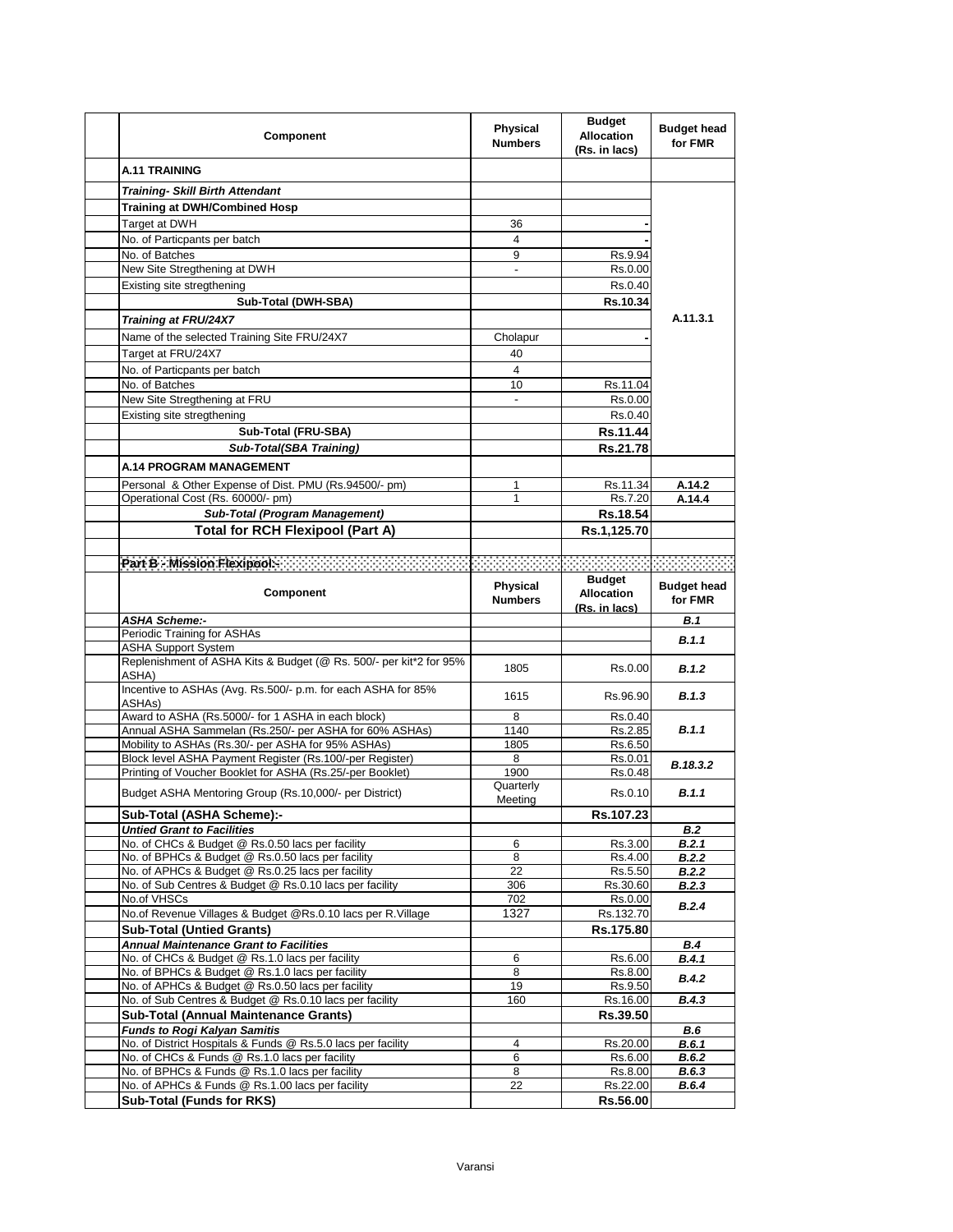| Component | Physical Numbers | Budget Allocation (Rs. in lacs) | Budget head for FMR |
|---|---|---|---|
| **A.11 TRAINING** | | | |
| ***Training- Skill Birth Attendant*** | | | A.11.3.1 |
| **Training at DWH/Combined Hosp** | | | |
| Target at DWH | 36 | - | |
| No. of Particpants per batch | 4 | - | |
| No. of Batches | 9 | Rs.9.94 | |
| New Site Stregthening at DWH | - | Rs.0.00 | |
| Existing site stregthening | | Rs.0.40 | |
| **Sub-Total (DWH-SBA)** | | **Rs.10.34** | |
| ***Training at FRU/24X7*** | | | |
| Name of the selected Training Site FRU/24X7 | Cholapur | - | |
| Target at FRU/24X7 | 40 | | |
| No. of Particpants per batch | 4 | | |
| No. of Batches | 10 | Rs.11.04 | |
| New Site Stregthening at FRU | - | Rs.0.00 | |
| Existing site stregthening | | Rs.0.40 | |
| **Sub-Total (FRU-SBA)** | | **Rs.11.44** | |
| ***Sub-Total(SBA Training)*** | | **Rs.21.78** | |
| **A.14 PROGRAM MANAGEMENT** | | | |
| Personal & Other Expense of Dist. PMU (Rs.94500/- pm) | 1 | Rs.11.34 | **A.14.2** |
| Operational Cost (Rs. 60000/- pm) | 1 | Rs.7.20 | **A.14.4** |
| ***Sub-Total (Program Management)*** | | **Rs.18.54** | |
| **Total for RCH Flexipool (Part A)** | | **Rs.1,125.70** | |
| | | | |
| **Part B - Mission Flexipool:-** | | | |

| Component | Physical Numbers | Budget Allocation (Rs. in lacs) | Budget head for FMR |
|---|---|---|---|
| ***ASHA Scheme:-*** | | | ***B.1*** |
| Periodic Training for ASHAs | | | ***B.1.1*** |
| ASHA Support System | | | |
| Replenishment of ASHA Kits & Budget (@ Rs. 500/- per kit*2 for 95% ASHA) | 1805 | Rs.0.00 | ***B.1.2*** |
| Incentive to ASHAs (Avg. Rs.500/- p.m. for each ASHA for 85% ASHAs) | 1615 | Rs.96.90 | ***B.1.3*** |
| Award to ASHA (Rs.5000/- for 1 ASHA in each block) | 8 | Rs.0.40 | ***B.1.1*** |
| Annual ASHA Sammelan (Rs.250/- per ASHA for 60% ASHAs) | 1140 | Rs.2.85 | |
| Mobility to ASHAs (Rs.30/- per ASHA for 95% ASHAs) | 1805 | Rs.6.50 | |
| Block level ASHA Payment Register (Rs.100/-per Register) | 8 | Rs.0.01 | ***B.18.3.2*** |
| Printing of Voucher Booklet for ASHA (Rs.25/-per Booklet) | 1900 | Rs.0.48 | |
| Budget ASHA Mentoring Group (Rs.10,000/- per District) | Quarterly Meeting | Rs.0.10 | ***B.1.1*** |
| **Sub-Total (ASHA Scheme):-** | | **Rs.107.23** | |
| ***Untied Grant to Facilities*** | | | ***B.2*** |
| No. of CHCs & Budget @ Rs.0.50 lacs per facility | 6 | Rs.3.00 | ***B.2.1*** |
| No. of BPHCs & Budget @ Rs.0.50 lacs per facility | 8 | Rs.4.00 | ***B.2.2*** |
| No. of APHCs & Budget @ Rs.0.25 lacs per facility | 22 | Rs.5.50 | ***B.2.2*** |
| No. of Sub Centres & Budget @ Rs.0.10 lacs per facility | 306 | Rs.30.60 | ***B.2.3*** |
| No.of VHSCs | 702 | Rs.0.00 | ***B.2.4*** |
| No.of Revenue Villages & Budget @Rs.0.10 lacs per R.Village | 1327 | Rs.132.70 | |
| **Sub-Total (Untied Grants)** | | **Rs.175.80** | |
| ***Annual Maintenance Grant to Facilities*** | | | ***B.4*** |
| No. of CHCs & Budget @ Rs.1.0 lacs per facility | 6 | Rs.6.00 | ***B.4.1*** |
| No. of BPHCs & Budget @ Rs.1.0 lacs per facility | 8 | Rs.8.00 | ***B.4.2*** |
| No. of APHCs & Budget @ Rs.0.50 lacs per facility | 19 | Rs.9.50 | |
| No. of Sub Centres & Budget @ Rs.0.10 lacs per facility | 160 | Rs.16.00 | ***B.4.3*** |
| **Sub-Total (Annual Maintenance Grants)** | | **Rs.39.50** | |
| ***Funds to Rogi Kalyan Samitis*** | | | ***B.6*** |
| No. of District Hospitals & Funds @ Rs.5.0 lacs per facility | 4 | Rs.20.00 | ***B.6.1*** |
| No. of CHCs & Funds @ Rs.1.0 lacs per facility | 6 | Rs.6.00 | ***B.6.2*** |
| No. of BPHCs & Funds @ Rs.1.0 lacs per facility | 8 | Rs.8.00 | ***B.6.3*** |
| No. of APHCs & Funds @ Rs.1.00 lacs per facility | 22 | Rs.22.00 | ***B.6.4*** |
| **Sub-Total (Funds for RKS)** | | **Rs.56.00** | |

Varansi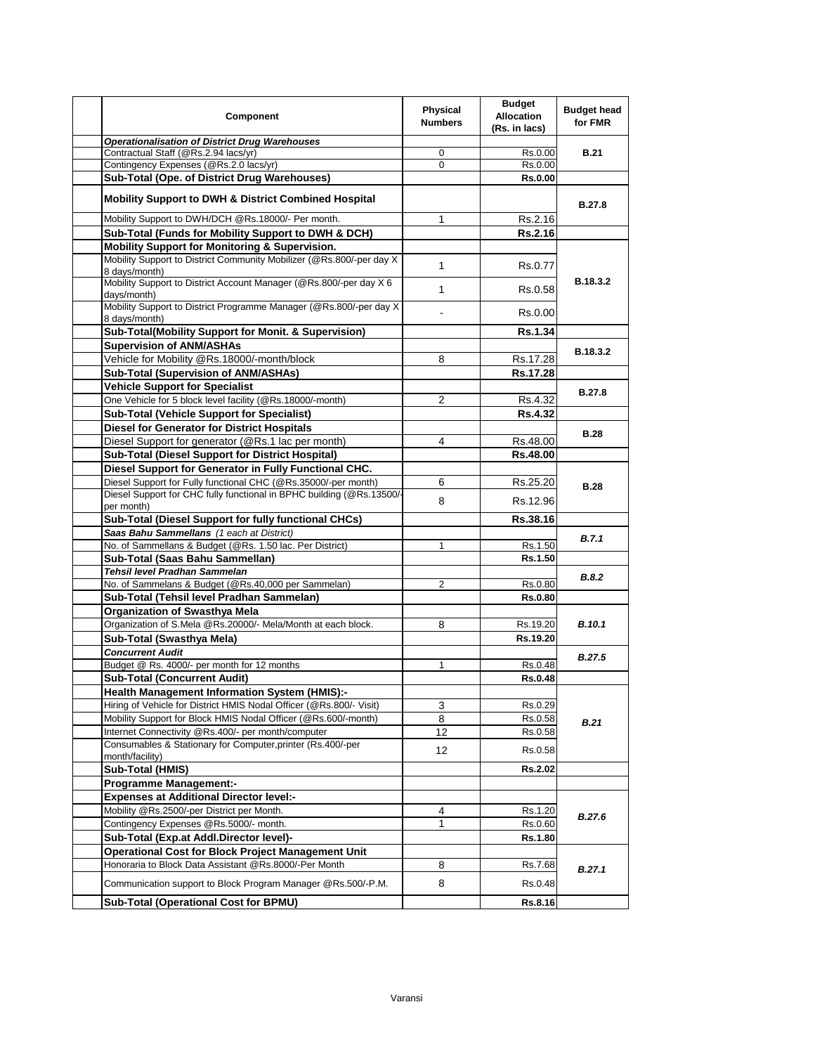| Component | Physical Numbers | Budget Allocation (Rs. in lacs) | Budget head for FMR |
|---|---|---|---|
| ***Operationalisation of District Drug Warehouses*** | | | |
| Contractual Staff (@Rs.2.94 lacs/yr) | 0 | Rs.0.00 | **B.21** |
| Contingency Expenses (@Rs.2.0 lacs/yr) | 0 | Rs.0.00 | |
| **Sub-Total (Ope. of District Drug Warehouses)** | | **Rs.0.00** | |
| **Mobility Support to DWH & District Combined Hospital** | | | **B.27.8** |
| Mobility Support to DWH/DCH @Rs.18000/- Per month. | 1 | Rs.2.16 | |
| **Sub-Total (Funds for Mobility Support to DWH & DCH)** | | **Rs.2.16** | |
| **Mobility Support for Monitoring & Supervision.** | | | **B.18.3.2** |
| Mobility Support to District Community Mobilizer (@Rs.800/-per day X 8 days/month) | 1 | Rs.0.77 | |
| Mobility Support to District Account Manager (@Rs.800/-per day X 6 days/month) | 1 | Rs.0.58 | |
| Mobility Support to District Programme Manager (@Rs.800/-per day X 8 days/month) | - | Rs.0.00 | |
| **Sub-Total(Mobility Support for Monit. & Supervision)** | | **Rs.1.34** | |
| **Supervision of ANM/ASHAs** | | | **B.18.3.2** |
| Vehicle for Mobility @Rs.18000/-month/block | 8 | Rs.17.28 | |
| **Sub-Total (Supervision of ANM/ASHAs)** | | **Rs.17.28** | |
| **Vehicle Support for Specialist** | | | **B.27.8** |
| One Vehicle for 5 block level facility (@Rs.18000/-month) | 2 | Rs.4.32 | |
| **Sub-Total (Vehicle Support for Specialist)** | | **Rs.4.32** | |
| **Diesel for Generator for District Hospitals** | | | **B.28** |
| Diesel Support for generator (@Rs.1 lac per month) | 4 | Rs.48.00 | |
| **Sub-Total (Diesel Support for District Hospital)** | | **Rs.48.00** | |
| **Diesel Support for Generator in Fully Functional CHC.** | | | **B.28** |
| Diesel Support for Fully functional CHC (@Rs.35000/-per month) | 6 | Rs.25.20 | |
| Diesel Support for CHC fully functional in BPHC building (@Rs.13500/-per month) | 8 | Rs.12.96 | |
| **Sub-Total (Diesel Support for fully functional CHCs)** | | **Rs.38.16** | |
| ***Saas Bahu Sammellans*** *(1 each at District)* | | | ***B.7.1*** |
| No. of Sammellans & Budget (@Rs. 1.50 lac. Per District) | 1 | Rs.1.50 | |
| **Sub-Total (Saas Bahu Sammellan)** | | **Rs.1.50** | |
| ***Tehsil level Pradhan Sammelan*** | | | ***B.8.2*** |
| No. of Sammelans & Budget (@Rs.40,000 per Sammelan) | 2 | Rs.0.80 | |
| **Sub-Total (Tehsil level Pradhan Sammelan)** | | **Rs.0.80** | |
| **Organization of Swasthya Mela** | | | ***B.10.1*** |
| Organization of S.Mela @Rs.20000/- Mela/Month at each block. | 8 | Rs.19.20 | |
| **Sub-Total (Swasthya Mela)** | | **Rs.19.20** | |
| ***Concurrent Audit*** | | | ***B.27.5*** |
| Budget @ Rs. 4000/- per month for 12 months | 1 | Rs.0.48 | |
| **Sub-Total (Concurrent Audit)** | | **Rs.0.48** | |
| **Health Management Information System (HMIS):-** | | | ***B.21*** |
| Hiring of Vehicle for District HMIS Nodal Officer (@Rs.800/- Visit) | 3 | Rs.0.29 | |
| Mobility Support for Block HMIS Nodal Officer (@Rs.600/-month) | 8 | Rs.0.58 | |
| Internet Connectivity @Rs.400/- per month/computer | 12 | Rs.0.58 | |
| Consumables & Stationary for Computer,printer (Rs.400/-per month/facility) | 12 | Rs.0.58 | |
| **Sub-Total (HMIS)** | | **Rs.2.02** | |
| **Programme Management:-** | | | |
| **Expenses at Additional Director level:-** | | | ***B.27.6*** |
| Mobility @Rs.2500/-per District per Month. | 4 | Rs.1.20 | |
| Contingency Expenses @Rs.5000/- month. | 1 | Rs.0.60 | |
| **Sub-Total (Exp.at Addl.Director level)-** | | **Rs.1.80** | |
| **Operational Cost for Block Project Management Unit** | | | ***B.27.1*** |
| Honoraria to Block Data Assistant @Rs.8000/-Per Month | 8 | Rs.7.68 | |
| Communication support to Block Program Manager @Rs.500/-P.M. | 8 | Rs.0.48 | |
| **Sub-Total (Operational Cost for BPMU)** | | **Rs.8.16** | |

Varansi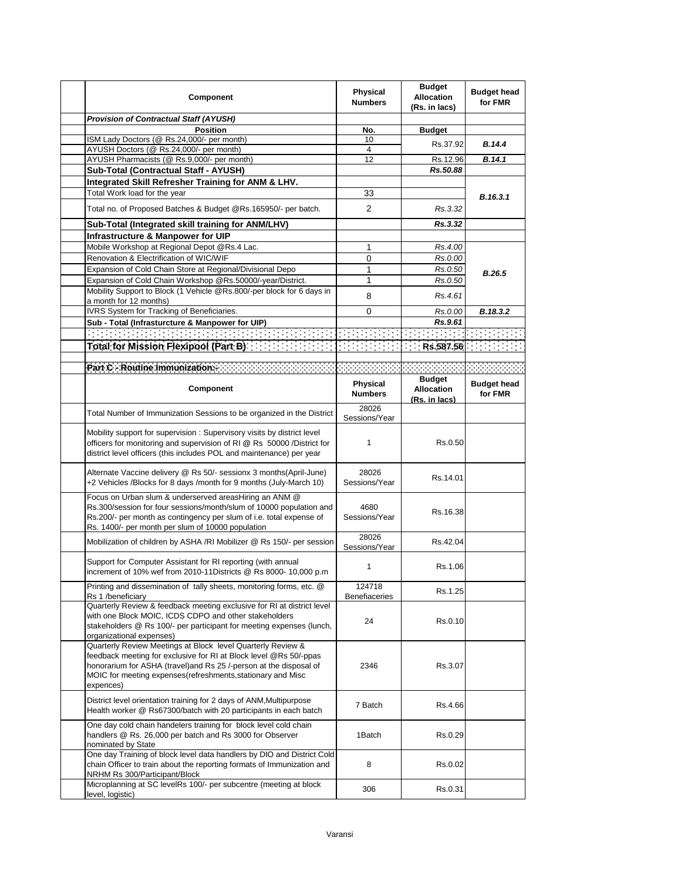| Component | Physical Numbers | Budget Allocation (Rs. in lacs) | Budget head for FMR |
|---|---|---|---|
| ***Provision of Contractual Staff (AYUSH)*** | | | |
| **Position** | **No.** | **Budget** | |
| ISM Lady Doctors (@ Rs.24,000/- per month) | 10 | Rs.37.92 | ***B.14.4*** |
| AYUSH Doctors (@ Rs.24,000/- per month) | 4 | | |
| AYUSH Pharmacists (@ Rs.9,000/- per month) | 12 | Rs.12.96 | ***B.14.1*** |
| **Sub-Total (Contractual Staff - AYUSH)** | | ***Rs.50.88*** | |
| **Integrated Skill Refresher Training for ANM & LHV.** | | | |
| Total Work load for the year | 33 | | ***B.16.3.1*** |
| Total no. of Proposed Batches & Budget @Rs.165950/- per batch. | 2 | *Rs.3.32* | |
| **Sub-Total (Integrated skill training for ANM/LHV)** | | ***Rs.3.32*** | |
| **Infrastructure & Manpower for UIP** | | | |
| Mobile Workshop at Regional Depot @Rs.4 Lac. | 1 | *Rs.4.00* | ***B.26.5*** |
| Renovation & Electrification of WIC/WIF | 0 | *Rs.0.00* | |
| Expansion of Cold Chain Store at Regional/Divisional Depo | 1 | *Rs.0.50* | |
| Expansion of Cold Chain Workshop @Rs.50000/-year/District. | 1 | *Rs.0.50* | |
| Mobility Support to Block (1 Vehicle @Rs.800/-per block for 6 days in a month for 12 months) | 8 | *Rs.4.61* | |
| IVRS System for Tracking of Beneficiaries. | 0 | *Rs.0.00* | ***B.18.3.2*** |
| **Sub - Total (Infrasturcture & Manpower for UIP)** | | ***Rs.9.61*** | |
| | | | |
| **Total for Mission Flexipool (Part B)** | | **Rs.587.56** | |
| | | | |
| **Part C - Routine Immunization:-** | | | |

| Component | Physical Numbers | Budget Allocation (Rs. in lacs) | Budget head for FMR |
|---|---|---|---|
| Total Number of Immunization Sessions to be organized in the District | 28026 Sessions/Year | | |
| Mobility support for supervision : Supervisory visits by district level officers for monitoring and supervision of RI @ Rs 50000 /District for district level officers (this includes POL and maintenance) per year | 1 | Rs.0.50 | |
| Alternate Vaccine delivery @ Rs 50/- sessionx 3 months(April-June) +2 Vehicles /Blocks for 8 days /month for 9 months (July-March 10) | 28026 Sessions/Year | Rs.14.01 | |
| Focus on Urban slum & underserved areasHiring an ANM @ Rs.300/session for four sessions/month/slum of 10000 population and Rs.200/- per month as contingency per slum of i.e. total expense of Rs. 1400/- per month per slum of 10000 population | 4680 Sessions/Year | Rs.16.38 | |
| Mobilization of children by ASHA /RI Mobilizer @ Rs 150/- per session | 28026 Sessions/Year | Rs.42.04 | |
| Support for Computer Assistant for RI reporting (with annual increment of 10% wef from 2010-11Districts @ Rs 8000- 10,000 p.m | 1 | Rs.1.06 | |
| Printing and dissemination of tally sheets, monitoring forms, etc. @ Rs 1 /beneficiary | 124718 Benefiaceries | Rs.1.25 | |
| Quarterly Review & feedback meeting exclusive for RI at district level with one Block MOIC, ICDS CDPO and other stakeholders stakeholders @ Rs 100/- per participant for meeting expenses (lunch, organizational expenses) | 24 | Rs.0.10 | |
| Quarterly Review Meetings at Block level Quarterly Review & feedback meeting for exclusive for RI at Block level @Rs 50/-ppas honorarium for ASHA (travel)and Rs 25 /-person at the disposal of MOIC for meeting expenses(refreshments,stationary and Misc expences) | 2346 | Rs.3.07 | |
| District level orientation training for 2 days of ANM,Multipurpose Health worker @ Rs67300/batch with 20 participants in each batch | 7 Batch | Rs.4.66 | |
| One day cold chain handelers training for block level cold chain handlers @ Rs. 26,000 per batch and Rs 3000 for Observer nominated by State | 1Batch | Rs.0.29 | |
| One day Training of block level data handlers by DIO and District Cold chain Officer to train about the reporting formats of Immunization and NRHM Rs 300/Participant/Block | 8 | Rs.0.02 | |
| Microplanning at SC levelRs 100/- per subcentre (meeting at block level, logistic) | 306 | Rs.0.31 | |

Varansi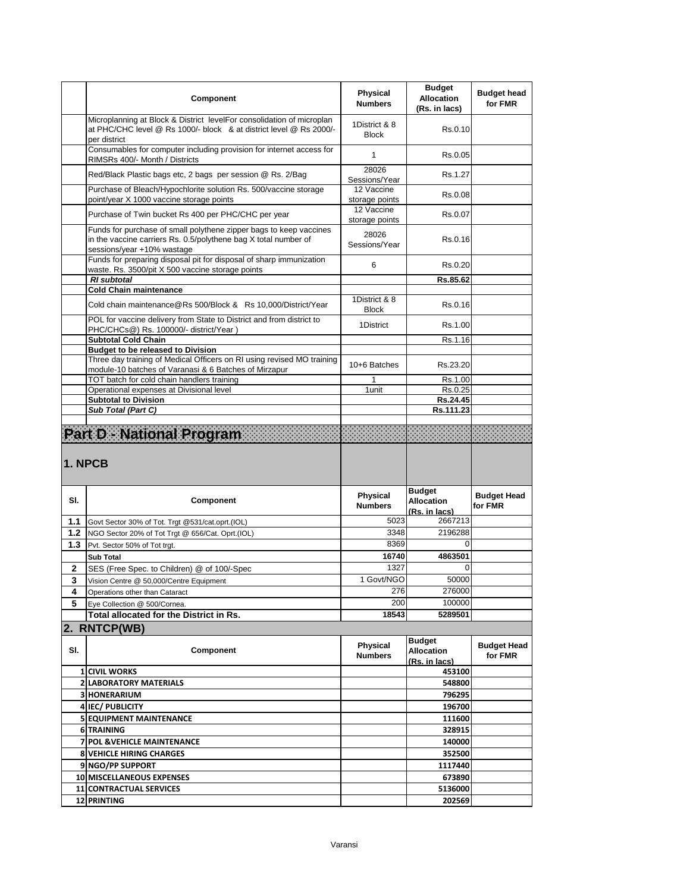| | Component | Physical Numbers | Budget Allocation (Rs. in lacs) | Budget head for FMR |
|---|---|---|---|---|
| | Microplanning at Block & District levelFor consolidation of microplan at PHC/CHC level @ Rs 1000/- block & at district level @ Rs 2000/- per district | 1District & 8 Block | Rs.0.10 | |
| | Consumables for computer including provision for internet access for RIMSRs 400/- Month / Districts | 1 | Rs.0.05 | |
| | Red/Black Plastic bags etc, 2 bags per session @ Rs. 2/Bag | 28026 Sessions/Year | Rs.1.27 | |
| | Purchase of Bleach/Hypochlorite solution Rs. 500/vaccine storage point/year X 1000 vaccine storage points | 12 Vaccine storage points | Rs.0.08 | |
| | Purchase of Twin bucket Rs 400 per PHC/CHC per year | 12 Vaccine storage points | Rs.0.07 | |
| | Funds for purchase of small polythene zipper bags to keep vaccines in the vaccine carriers Rs. 0.5/polythene bag X total number of sessions/year +10% wastage | 28026 Sessions/Year | Rs.0.16 | |
| | Funds for preparing disposal pit for disposal of sharp immunization waste. Rs. 3500/pit X 500 vaccine storage points | 6 | Rs.0.20 | |
| | ***RI subtotal*** | | **Rs.85.62** | |
| | **Cold Chain maintenance** | | | |
| | Cold chain maintenance@Rs 500/Block & Rs 10,000/District/Year | 1District & 8 Block | Rs.0.16 | |
| | POL for vaccine delivery from State to District and from district to PHC/CHCs@) Rs. 100000/- district/Year ) | 1District | Rs.1.00 | |
| | **Subtotal Cold Chain** | | Rs.1.16 | |
| | **Budget to be released to Division** | | | |
| | Three day training of Medical Officers on RI using revised MO training module-10 batches of Varanasi & 6 Batches of Mirzapur | 10+6 Batches | Rs.23.20 | |
| | TOT batch for cold chain handlers training | 1 | Rs.1.00 | |
| | Operational expenses at Divisional level | 1unit | Rs.0.25 | |
| | **Subtotal to Division** | | **Rs.24.45** | |
| | ***Sub Total (Part C)*** | | **Rs.111.23** | |

# Part D - National Program

## 1. NPCB

| Sl. | Component | Physical Numbers | Budget Allocation (Rs. in lacs) | Budget Head for FMR |
|---|---|---|---|---|
| 1.1 | Govt Sector 30% of Tot. Trgt @531/cat.oprt.(IOL) | 5023 | 2667213 | |
| 1.2 | NGO Sector 20% of Tot Trgt @ 656/Cat. Oprt.(IOL) | 3348 | 2196288 | |
| 1.3 | Pvt. Sector 50% of Tot trgt. | 8369 | 0 | |
| | **Sub Total** | **16740** | **4863501** | |
| 2 | SES (Free Spec. to Children) @ of 100/-Spec | 1327 | 0 | |
| 3 | Vision Centre @ 50,000/Centre Equipment | 1 Govt/NGO | 50000 | |
| 4 | Operations other than Cataract | 276 | 276000 | |
| 5 | Eye Collection @ 500/Cornea. | 200 | 100000 | |
| | **Total allocated for the District in Rs.** | **18543** | **5289501** | |

## 2. RNTCP(WB)

| Sl. | Component | Physical Numbers | Budget Allocation (Rs. in lacs) | Budget Head for FMR |
|---|---|---|---|---|
| 1 | **CIVIL WORKS** | | **453100** | |
| 2 | **LABORATORY MATERIALS** | | **548800** | |
| 3 | **HONERARIUM** | | **796295** | |
| 4 | **IEC/ PUBLICITY** | | **196700** | |
| 5 | **EQUIPMENT MAINTENANCE** | | **111600** | |
| 6 | **TRAINING** | | **328915** | |
| 7 | **POL &VEHICLE MAINTENANCE** | | **140000** | |
| 8 | **VEHICLE HIRING CHARGES** | | **352500** | |
| 9 | **NGO/PP SUPPORT** | | **1117440** | |
| 10 | **MISCELLANEOUS EXPENSES** | | **673890** | |
| 11 | **CONTRACTUAL SERVICES** | | **5136000** | |
| 12 | **PRINTING** | | **202569** | |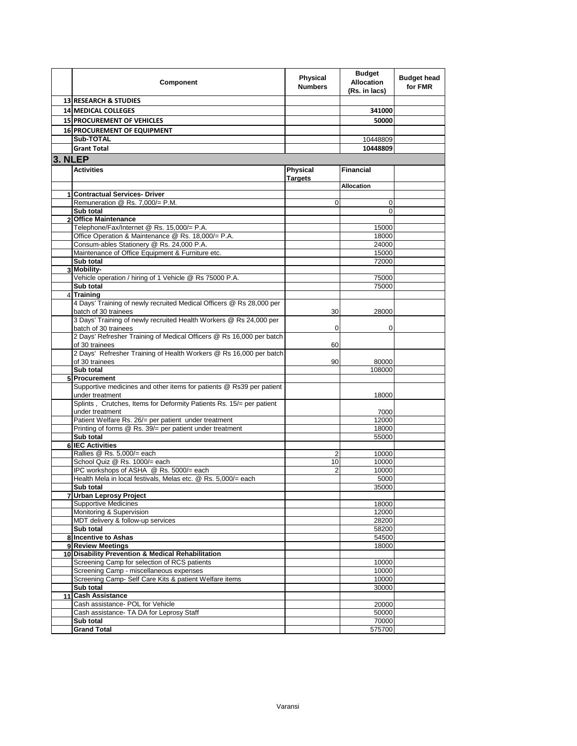| | Component | Physical Numbers | Budget Allocation (Rs. in lacs) | Budget head for FMR |
|---|---|---|---|---|
| 13 | **RESEARCH & STUDIES** | | | |
| 14 | **MEDICAL COLLEGES** | | **341000** | |
| 15 | **PROCUREMENT OF VEHICLES** | | **50000** | |
| 16 | **PROCUREMENT OF EQUIPMENT** | | | |
| | **Sub-TOTAL** | | 10448809 | |
| | **Grant Total** | | **10448809** | |

## 3. NLEP

| | Activities | Physical Targets | Financial Allocation | |
|---|---|---|---|---|
| 1 | **Contractual Services- Driver** | | | |
| | Remuneration @ Rs. 7,000/= P.M. | 0 | 0 | |
| | **Sub total** | | 0 | |
| 2 | **Office Maintenance** | | | |
| | Telephone/Fax/Internet @ Rs. 15,000/= P.A. | | 15000 | |
| | Office Operation & Maintenance @ Rs. 18,000/= P.A. | | 18000 | |
| | Consum-ables Stationery @ Rs. 24,000 P.A. | | 24000 | |
| | Maintenance of Office Equipment & Furniture etc. | | 15000 | |
| | **Sub total** | | 72000 | |
| 3 | **Mobility-** | | | |
| | Vehicle operation / hiring of 1 Vehicle @ Rs 75000 P.A. | | 75000 | |
| | **Sub total** | | 75000 | |
| 4 | **Training** | | | |
| | 4 Days' Training of newly recruited Medical Officers @ Rs 28,000 per batch of 30 trainees | 30 | 28000 | |
| | 3 Days' Training of newly recruited Health Workers @ Rs 24,000 per batch of 30 trainees | 0 | 0 | |
| | 2 Days' Refresher Training of Medical Officers @ Rs 16,000 per batch of 30 trainees | 60 | | |
| | 2 Days' Refresher Training of Health Workers @ Rs 16,000 per batch of 30 trainees | 90 | 80000 | |
| | **Sub total** | | 108000 | |
| 5 | **Procurement** | | | |
| | Supportive medicines and other items for patients @ Rs39 per patient under treatment | | 18000 | |
| | Splints , Crutches, Items for Deformity Patients Rs. 15/= per patient under treatment | | 7000 | |
| | Patient Welfare Rs. 26/= per patient under treatment | | 12000 | |
| | Printing of forms @ Rs. 39/= per patient under treatment | | 18000 | |
| | **Sub total** | | 55000 | |
| 6 | **IEC Activities** | | | |
| | Rallies @ Rs. 5,000/= each | 2 | 10000 | |
| | School Quiz @ Rs. 1000/= each | 10 | 10000 | |
| | IPC workshops of ASHA @ Rs. 5000/= each | 2 | 10000 | |
| | Health Mela in local festivals, Melas etc. @ Rs. 5,000/= each | | 5000 | |
| | **Sub total** | | 35000 | |
| 7 | **Urban Leprosy Project** | | | |
| | Supportive Medicines | | 18000 | |
| | Monitoring & Supervision | | 12000 | |
| | MDT delivery & follow-up services | | 28200 | |
| | **Sub total** | | 58200 | |
| 8 | **Incentive to Ashas** | | 54500 | |
| 9 | **Review Meetings** | | 18000 | |
| 10 | **Disability Prevention & Medical Rehabilitation** | | | |
| | Screening Camp for selection of RCS patients | | 10000 | |
| | Screening Camp - miscellaneous expenses | | 10000 | |
| | Screening Camp- Self Care Kits & patient Welfare items | | 10000 | |
| | **Sub total** | | 30000 | |
| 11 | **Cash Assistance** | | | |
| | Cash assistance- POL for Vehicle | | 20000 | |
| | Cash assistance- TA DA for Leprosy Staff | | 50000 | |
| | **Sub total** | | 70000 | |
| | **Grand Total** | | 575700 | |

Varansi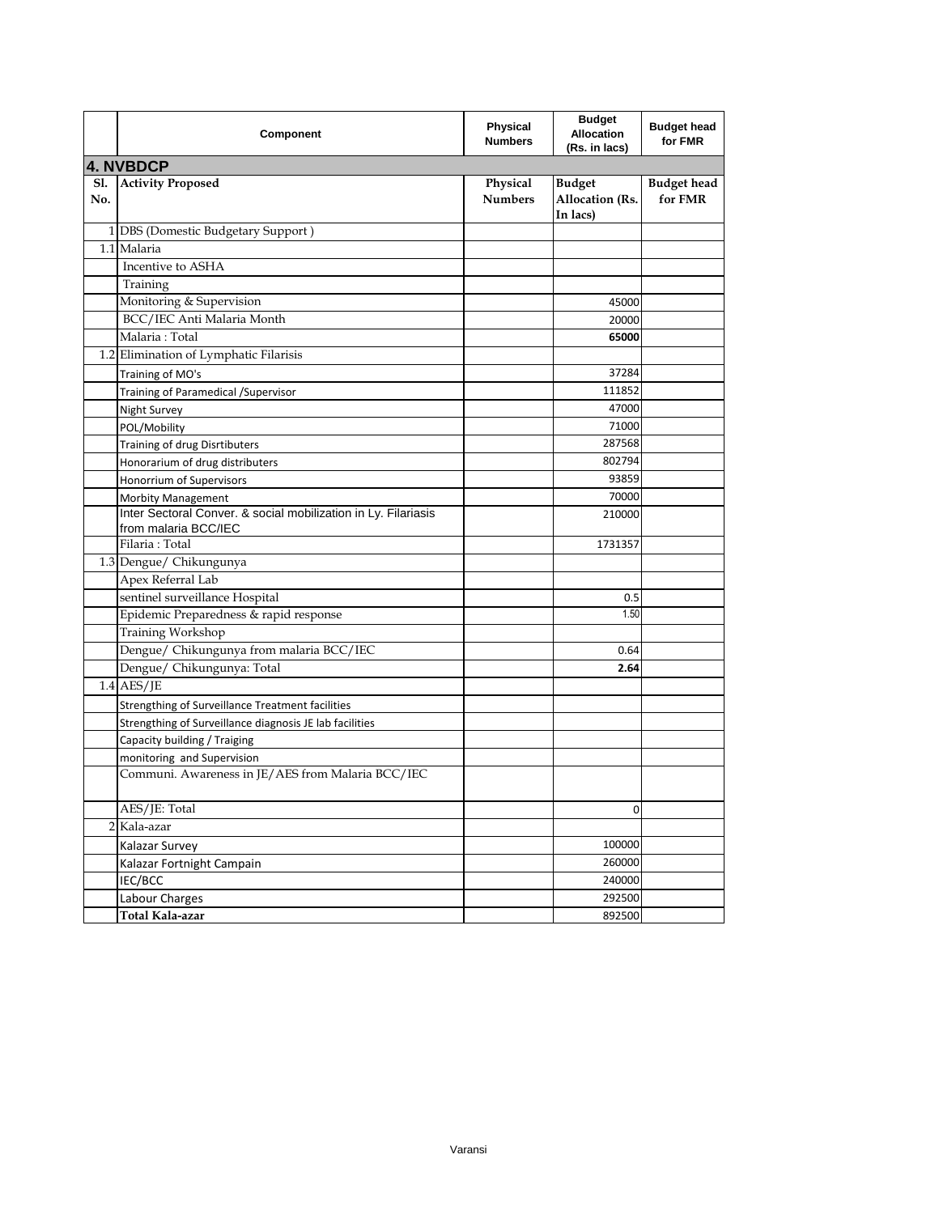| | Component | Physical Numbers | Budget Allocation (Rs. in lacs) | Budget head for FMR |
|---|---|---|---|---|
| **4. NVBDCP** | | | | |
| **Sl. No.** | **Activity Proposed** | **Physical Numbers** | **Budget Allocation (Rs. In lacs)** | **Budget head for FMR** |
| 1 | DBS (Domestic Budgetary Support ) | | | |
| 1.1 | Malaria | | | |
| | Incentive to ASHA | | | |
| | Training | | | |
| | Monitoring & Supervision | | 45000 | |
| | BCC/IEC Anti Malaria Month | | 20000 | |
| | Malaria : Total | | **65000** | |
| 1.2 | Elimination of Lymphatic Filarisis | | | |
| | Training of MO's | | 37284 | |
| | Training of Paramedical /Supervisor | | 111852 | |
| | Night Survey | | 47000 | |
| | POL/Mobility | | 71000 | |
| | Training of drug Disrtibuters | | 287568 | |
| | Honorarium of drug distributers | | 802794 | |
| | Honorrium of Supervisors | | 93859 | |
| | Morbity Management | | 70000 | |
| | Inter Sectoral Conver. & social mobilization in Ly. Filariasis from malaria BCC/IEC | | 210000 | |
| | Filaria : Total | | 1731357 | |
| 1.3 | Dengue/ Chikungunya | | | |
| | Apex Referral Lab | | | |
| | sentinel surveillance Hospital | | 0.5 | |
| | Epidemic Preparedness & rapid response | | 1.50 | |
| | Training Workshop | | | |
| | Dengue/ Chikungunya from malaria BCC/IEC | | 0.64 | |
| | Dengue/ Chikungunya: Total | | **2.64** | |
| 1.4 | AES/JE | | | |
| | Strengthing of Surveillance Treatment facilities | | | |
| | Strengthing of Surveillance diagnosis JE lab facilities | | | |
| | Capacity building / Traiging | | | |
| | monitoring and Supervision | | | |
| | Communi. Awareness in JE/AES from Malaria BCC/IEC | | | |
| | AES/JE: Total | | 0 | |
| 2 | Kala-azar | | | |
| | Kalazar Survey | | 100000 | |
| | Kalazar Fortnight Campain | | 260000 | |
| | IEC/BCC | | 240000 | |
| | Labour Charges | | 292500 | |
| | **Total Kala-azar** | | 892500 | |

Varansi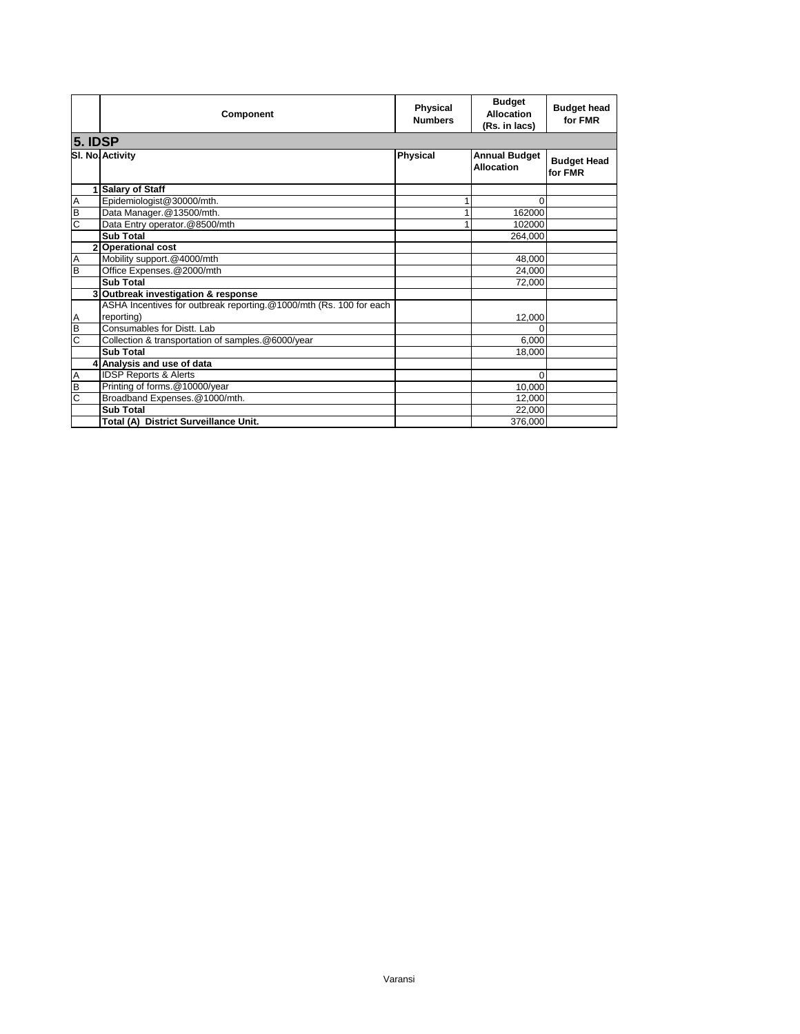| | Component | Physical Numbers | Budget Allocation (Rs. in lacs) | Budget head for FMR |
|---|---|---|---|---|
| **5. IDSP** | | | | |
| **Sl. No.** | **Activity** | **Physical** | **Annual Budget Allocation** | **Budget Head for FMR** |
| 1 | **Salary of Staff** | | | |
| A | Epidemiologist@30000/mth. | 1 | 0 | |
| B | Data Manager.@13500/mth. | 1 | 162000 | |
| C | Data Entry operator.@8500/mth | 1 | 102000 | |
| | **Sub Total** | | 264,000 | |
| 2 | **Operational cost** | | | |
| A | Mobility support.@4000/mth | | 48,000 | |
| B | Office Expenses.@2000/mth | | 24,000 | |
| | **Sub Total** | | 72,000 | |
| 3 | **Outbreak investigation & response** | | | |
| A | ASHA Incentives for outbreak reporting.@1000/mth (Rs. 100 for each reporting) | | 12,000 | |
| B | Consumables for Distt. Lab | | 0 | |
| C | Collection & transportation of samples.@6000/year | | 6,000 | |
| | **Sub Total** | | 18,000 | |
| 4 | **Analysis and use of data** | | | |
| A | IDSP Reports & Alerts | | 0 | |
| B | Printing of forms.@10000/year | | 10,000 | |
| C | Broadband Expenses.@1000/mth. | | 12,000 | |
| | **Sub Total** | | 22,000 | |
| | **Total (A) District Surveillance Unit.** | | 376,000 | |